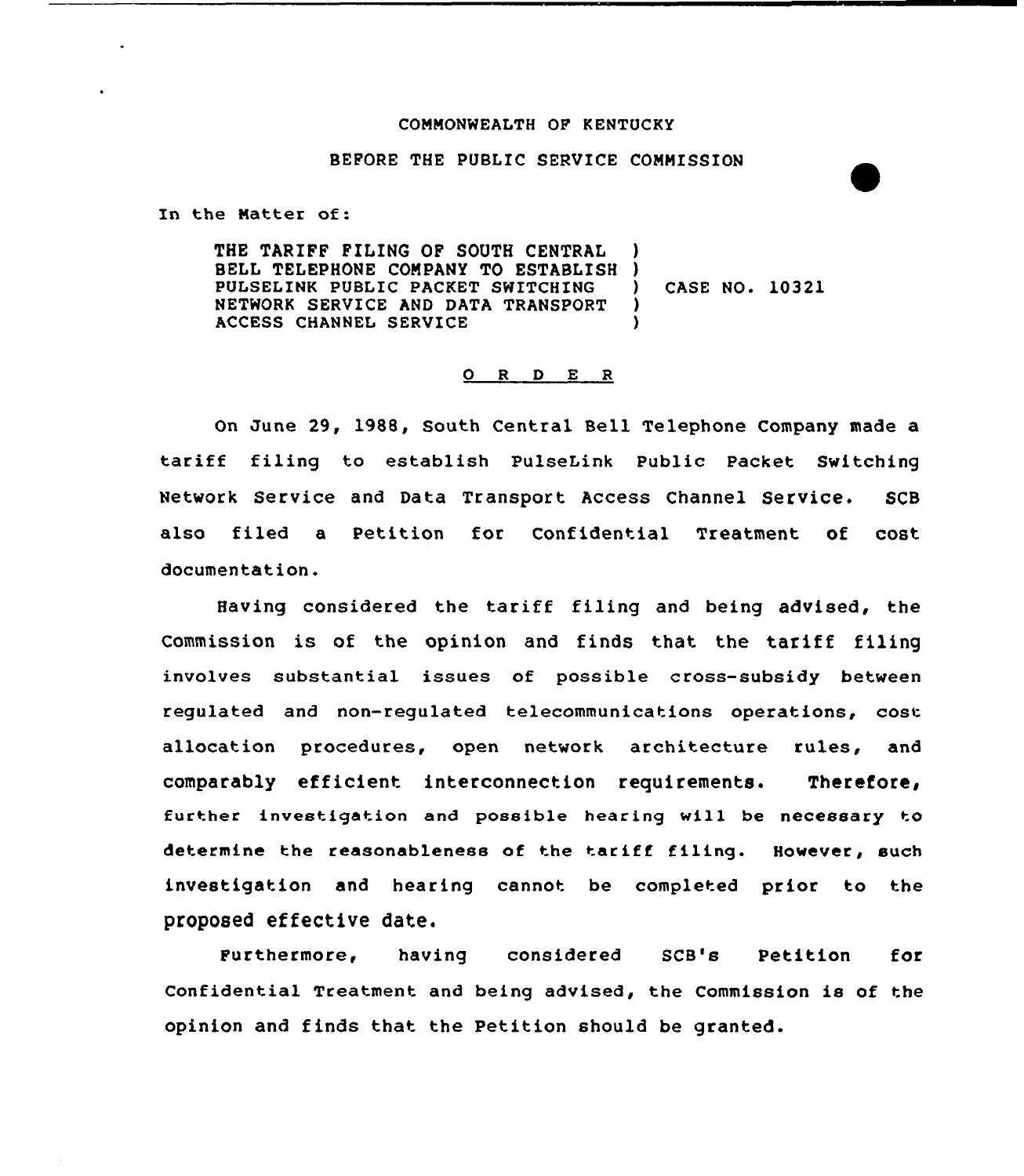COMMONWEALTH OF KENTUCKY

BEFORE THE PUBLIC SERVICE COMMISSION

In the Matter of:

THE TARIFF FILING OF SOUTH CENTRAL BELL TELEPHONE COMPANY TO ESTABLISH PULSELINK PUBLIC PACKET SWITCHING NETWORK SERVICE AND DATA TRANSPORT ACCESS CHANNEL SERVICE ) CASE NO. 10321

O R D E R

On June 29, 1988, South Central Bell Telephone Company made a tariff filing to establish PulseLink Public Packet Switching Network Service and Data Transport Access Channel Service. SCB also filed a Petition for Confidential Treatment of cost documentation.

Having considered the tariff filing and being advised, the Commission is of the opinion and finds that the tariff filing involves substantial issues of possible cross-subsidy between regulated and non-regulated telecommunications operations, cost allocation procedures, open network architecture rules, and comparably efficient interconnection requirements. Therefore, further investigation and possible hearing will be necessary to determine the reasonableness of the tariff filing. However, such investigation and hearing cannot be completed prior to the proposed effective date.

Furthermore, having considered SCB's Petition for Confidential Treatment and being advised, the Commission is of the opinion and finds that the Petition should be granted.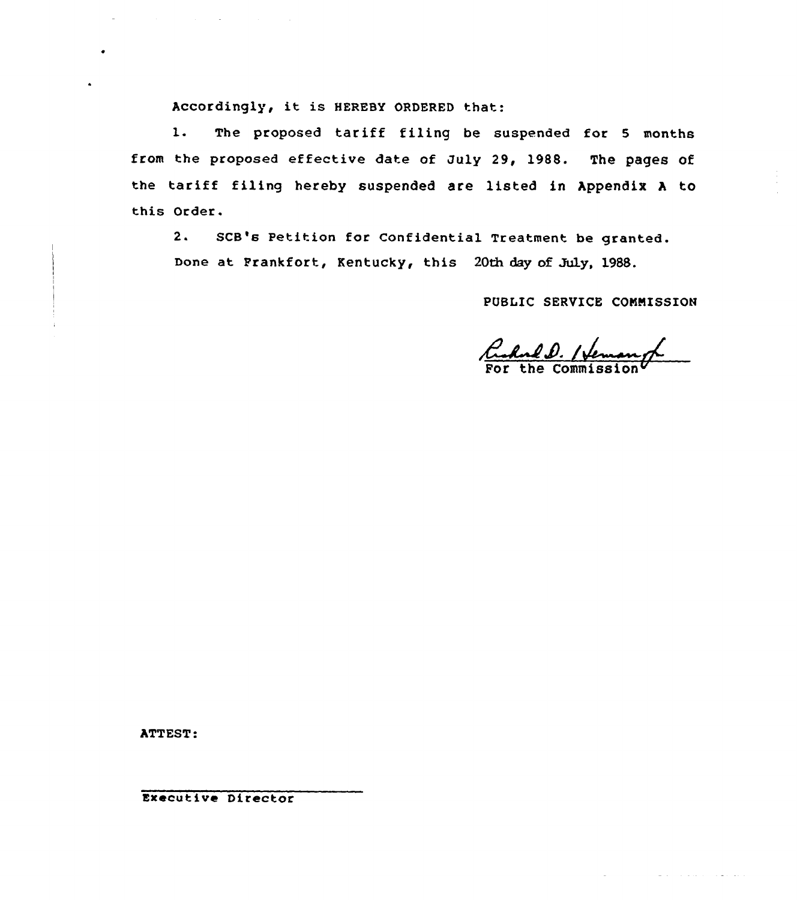Accordingly, it is HEREBY ORDERED that:

1. The proposed tariff filing be suspended for 5 months from the proposed effective date of July 29, 1988. The pages of the tariff filing hereby suspended are listed in Appendix A to this Order.

2. SCB's Petition for Confidential Treatment be granted.

Done at Frankfort, Kentucky, this 20th day of July, 1988.

PUBLIC SERVICE COMMISSION

For the Commission

ATTEST:

Executive Director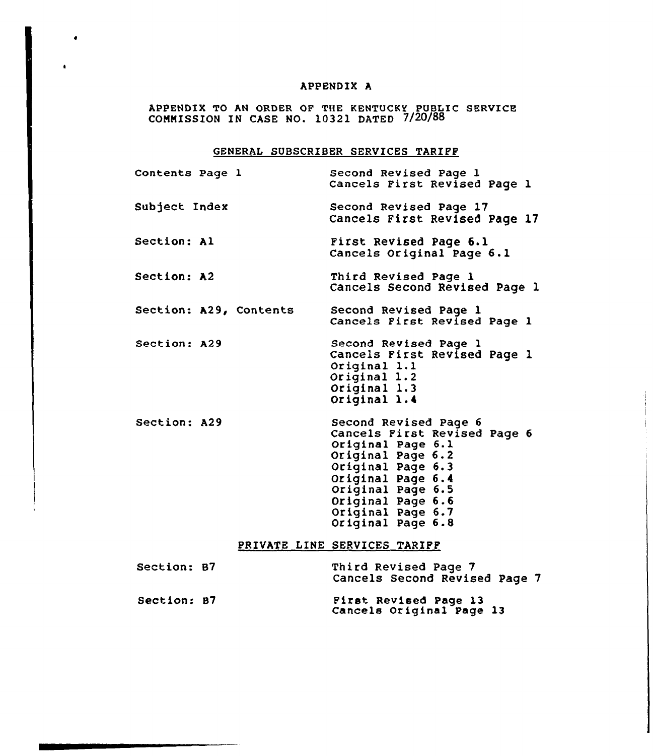APPENDIX A

APPENDIX TO AN ORDER OF THE KENTUCKY PUBLIC SERVICE COMMISSION IN CASE NO. 10321 DATED 7/20/88

## GENERAL SUBSCRIBER SERVICES TARIFF

| | |
|---|---|
| Contents Page 1 | Second Revised Page 1<br>Cancels First Revised Page 1 |
| Subject Index | Second Revised Page 17<br>Cancels First Revised Page 17 |
| Section: A1 | First Revised Page 6.1<br>Cancels Original Page 6.1 |
| Section: A2 | Third Revised Page 1<br>Cancels Second Revised Page 1 |
| Section: A29, Contents | Second Revised Page 1<br>Cancels First Revised Page 1 |
| Section: A29 | Second Revised Page 1<br>Cancels First Revised Page 1<br>Original 1.1<br>Original 1.2<br>Original 1.3<br>Original 1.4 |
| Section: A29 | Second Revised Page 6<br>Cancels First Revised Page 6<br>Original Page 6.1<br>Original Page 6.2<br>Original Page 6.3<br>Original Page 6.4<br>Original Page 6.5<br>Original Page 6.6<br>Original Page 6.7<br>Original Page 6.8 |

## PRIVATE LINE SERVICES TARIFF

| | |
|---|---|
| Section: B7 | Third Revised Page 7<br>Cancels Second Revised Page 7 |
| Section: B7 | First Revised Page 13<br>Cancels Original Page 13 |